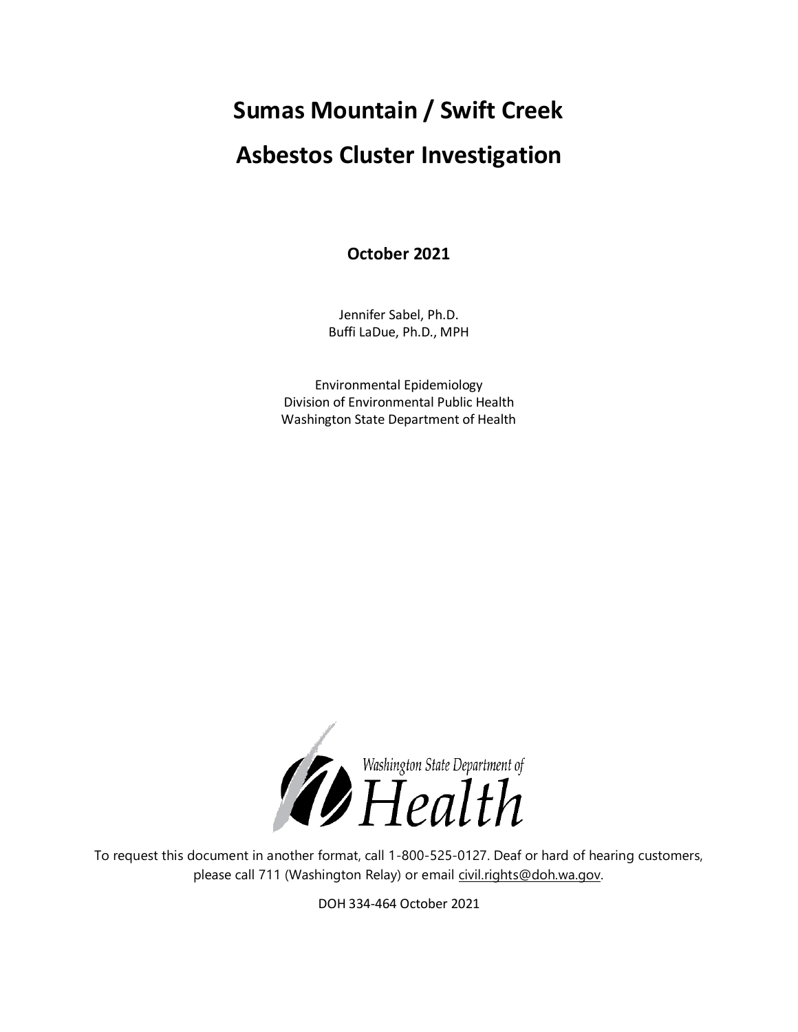# Sumas Mountain / Swift Creek

# Asbestos Cluster Investigation

**October 2021**

Jennifer Sabel, Ph.D.
Buffi LaDue, Ph.D., MPH

Environmental Epidemiology
Division of Environmental Public Health
Washington State Department of Health

Washington State Department of Health

To request this document in another format, call 1-800-525-0127. Deaf or hard of hearing customers, please call 711 (Washington Relay) or email civil.rights@doh.wa.gov.

DOH 334-464 October 2021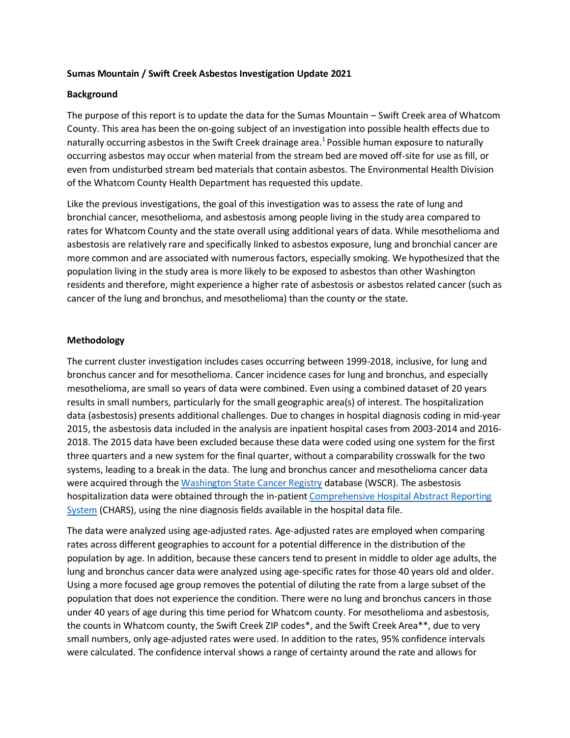**Sumas Mountain / Swift Creek Asbestos Investigation Update 2021**

**Background**

The purpose of this report is to update the data for the Sumas Mountain – Swift Creek area of Whatcom County. This area has been the on-going subject of an investigation into possible health effects due to naturally occurring asbestos in the Swift Creek drainage area.[1] Possible human exposure to naturally occurring asbestos may occur when material from the stream bed are moved off-site for use as fill, or even from undisturbed stream bed materials that contain asbestos. The Environmental Health Division of the Whatcom County Health Department has requested this update.

Like the previous investigations, the goal of this investigation was to assess the rate of lung and bronchial cancer, mesothelioma, and asbestosis among people living in the study area compared to rates for Whatcom County and the state overall using additional years of data. While mesothelioma and asbestosis are relatively rare and specifically linked to asbestos exposure, lung and bronchial cancer are more common and are associated with numerous factors, especially smoking. We hypothesized that the population living in the study area is more likely to be exposed to asbestos than other Washington residents and therefore, might experience a higher rate of asbestosis or asbestos related cancer (such as cancer of the lung and bronchus, and mesothelioma) than the county or the state.

**Methodology**

The current cluster investigation includes cases occurring between 1999-2018, inclusive, for lung and bronchus cancer and for mesothelioma. Cancer incidence cases for lung and bronchus, and especially mesothelioma, are small so years of data were combined. Even using a combined dataset of 20 years results in small numbers, particularly for the small geographic area(s) of interest. The hospitalization data (asbestosis) presents additional challenges. Due to changes in hospital diagnosis coding in mid-year 2015, the asbestosis data included in the analysis are inpatient hospital cases from 2003-2014 and 2016-2018. The 2015 data have been excluded because these data were coded using one system for the first three quarters and a new system for the final quarter, without a comparability crosswalk for the two systems, leading to a break in the data. The lung and bronchus cancer and mesothelioma cancer data were acquired through the [Washington State Cancer Registry] database (WSCR). The asbestosis hospitalization data were obtained through the in-patient [Comprehensive Hospital Abstract Reporting System] (CHARS), using the nine diagnosis fields available in the hospital data file.

The data were analyzed using age-adjusted rates. Age-adjusted rates are employed when comparing rates across different geographies to account for a potential difference in the distribution of the population by age. In addition, because these cancers tend to present in middle to older age adults, the lung and bronchus cancer data were analyzed using age-specific rates for those 40 years old and older. Using a more focused age group removes the potential of diluting the rate from a large subset of the population that does not experience the condition. There were no lung and bronchus cancers in those under 40 years of age during this time period for Whatcom county. For mesothelioma and asbestosis, the counts in Whatcom county, the Swift Creek ZIP codes*, and the Swift Creek Area**, due to very small numbers, only age-adjusted rates were used. In addition to the rates, 95% confidence intervals were calculated. The confidence interval shows a range of certainty around the rate and allows for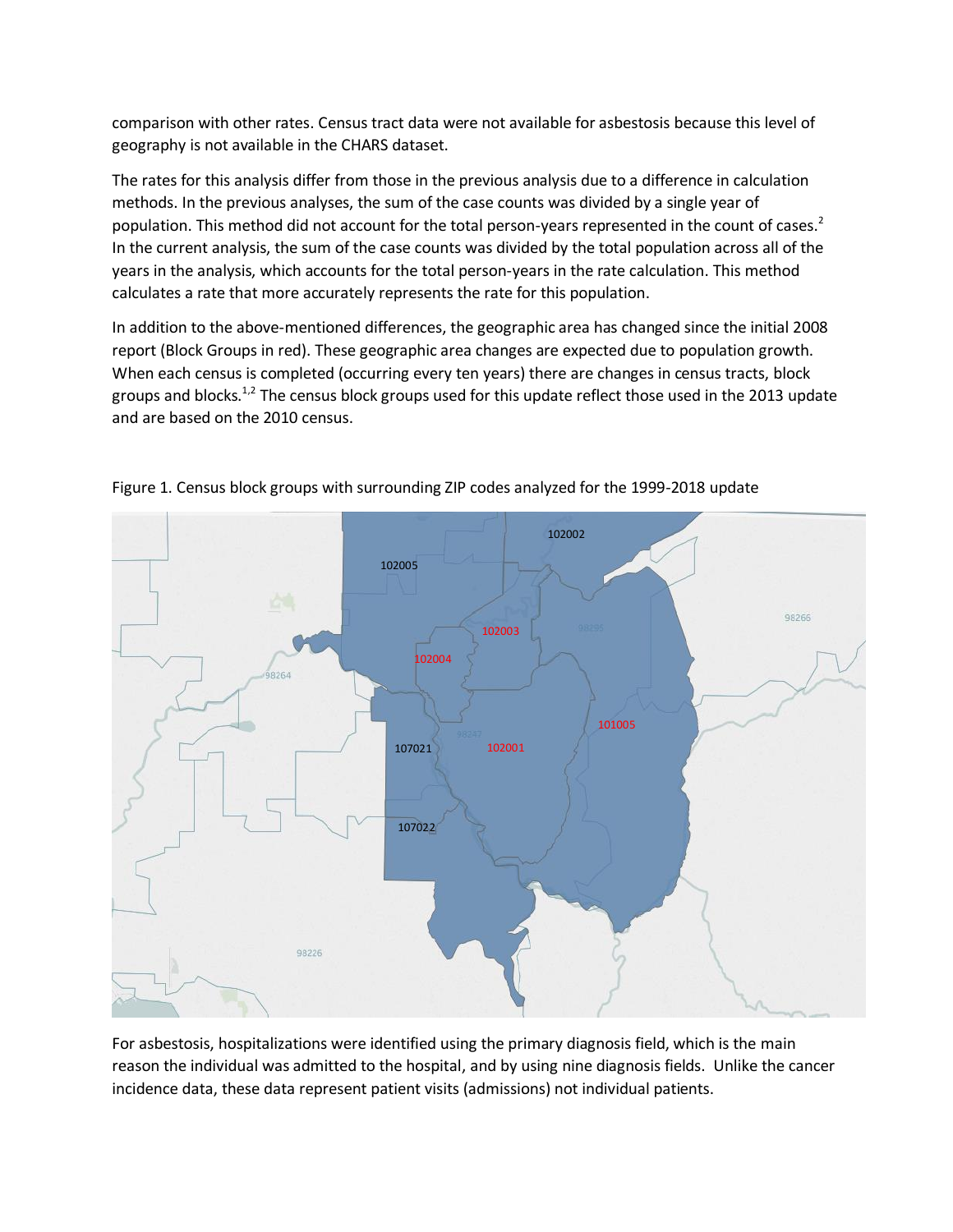comparison with other rates. Census tract data were not available for asbestosis because this level of geography is not available in the CHARS dataset.

The rates for this analysis differ from those in the previous analysis due to a difference in calculation methods. In the previous analyses, the sum of the case counts was divided by a single year of population. This method did not account for the total person-years represented in the count of cases.[2] In the current analysis, the sum of the case counts was divided by the total population across all of the years in the analysis, which accounts for the total person-years in the rate calculation. This method calculates a rate that more accurately represents the rate for this population.

In addition to the above-mentioned differences, the geographic area has changed since the initial 2008 report (Block Groups in red). These geographic area changes are expected due to population growth. When each census is completed (occurring every ten years) there are changes in census tracts, block groups and blocks.[1,2] The census block groups used for this update reflect those used in the 2013 update and are based on the 2010 census.

Figure 1. Census block groups with surrounding ZIP codes analyzed for the 1999-2018 update

For asbestosis, hospitalizations were identified using the primary diagnosis field, which is the main reason the individual was admitted to the hospital, and by using nine diagnosis fields. Unlike the cancer incidence data, these data represent patient visits (admissions) not individual patients.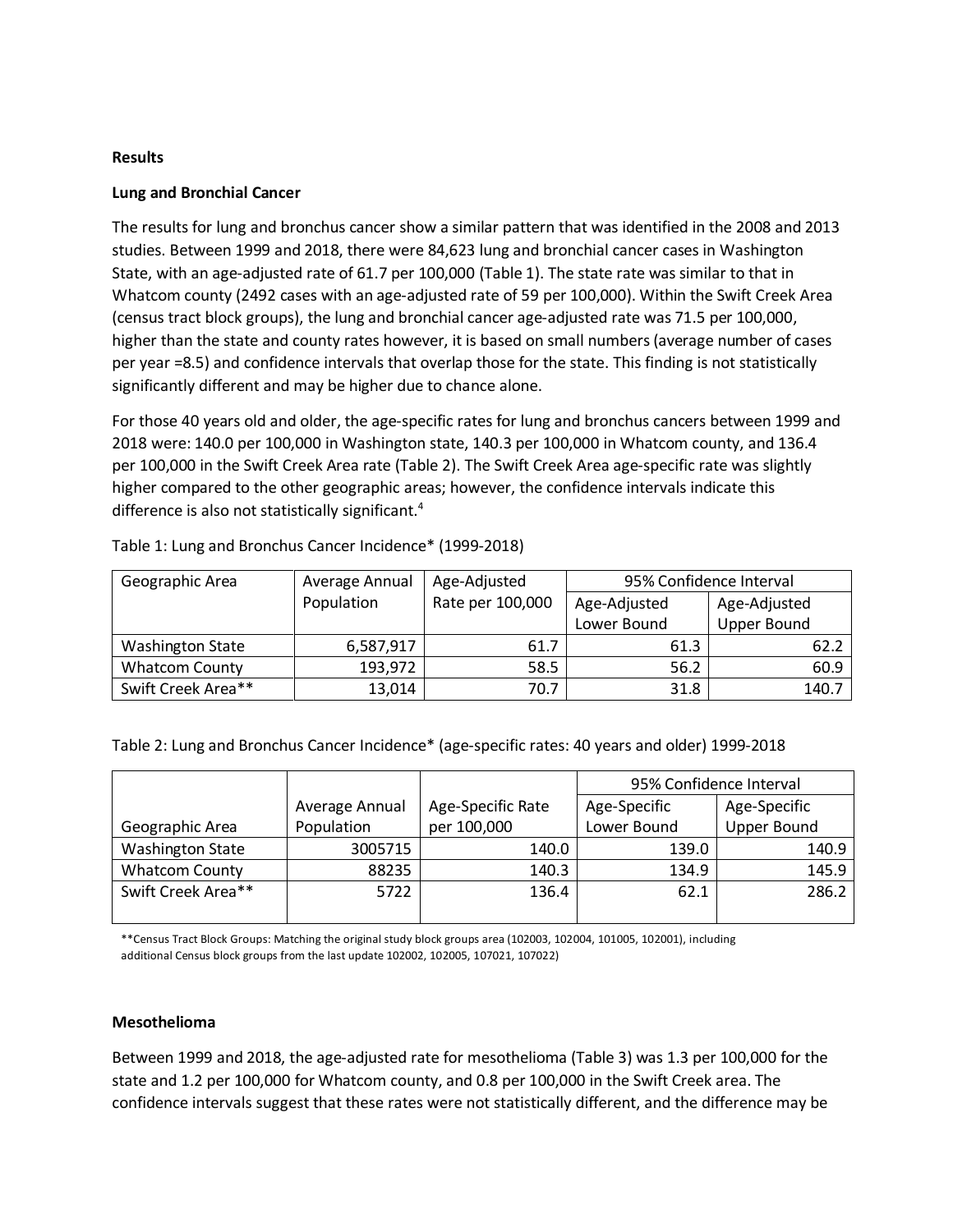**Results**

**Lung and Bronchial Cancer**

The results for lung and bronchus cancer show a similar pattern that was identified in the 2008 and 2013 studies. Between 1999 and 2018, there were 84,623 lung and bronchial cancer cases in Washington State, with an age-adjusted rate of 61.7 per 100,000 (Table 1). The state rate was similar to that in Whatcom county (2492 cases with an age-adjusted rate of 59 per 100,000). Within the Swift Creek Area (census tract block groups), the lung and bronchial cancer age-adjusted rate was 71.5 per 100,000, higher than the state and county rates however, it is based on small numbers (average number of cases per year =8.5) and confidence intervals that overlap those for the state. This finding is not statistically significantly different and may be higher due to chance alone.

For those 40 years old and older, the age-specific rates for lung and bronchus cancers between 1999 and 2018 were: 140.0 per 100,000 in Washington state, 140.3 per 100,000 in Whatcom county, and 136.4 per 100,000 in the Swift Creek Area rate (Table 2). The Swift Creek Area age-specific rate was slightly higher compared to the other geographic areas; however, the confidence intervals indicate this difference is also not statistically significant.[4]

Table 1: Lung and Bronchus Cancer Incidence* (1999-2018)

| Geographic Area | Average Annual Population | Age-Adjusted Rate per 100,000 | 95% Confidence Interval | |
|---|---|---|---|---|
| | | | Age-Adjusted Lower Bound | Age-Adjusted Upper Bound |
| Washington State | 6,587,917 | 61.7 | 61.3 | 62.2 |
| Whatcom County | 193,972 | 58.5 | 56.2 | 60.9 |
| Swift Creek Area** | 13,014 | 70.7 | 31.8 | 140.7 |

Table 2: Lung and Bronchus Cancer Incidence* (age-specific rates: 40 years and older) 1999-2018

| | | | 95% Confidence Interval | |
|---|---|---|---|---|
| Geographic Area | Average Annual Population | Age-Specific Rate per 100,000 | Age-Specific Lower Bound | Age-Specific Upper Bound |
| Washington State | 3005715 | 140.0 | 139.0 | 140.9 |
| Whatcom County | 88235 | 140.3 | 134.9 | 145.9 |
| Swift Creek Area** | 5722 | 136.4 | 62.1 | 286.2 |

**Census Tract Block Groups: Matching the original study block groups area (102003, 102004, 101005, 102001), including additional Census block groups from the last update 102002, 102005, 107021, 107022)

**Mesothelioma**

Between 1999 and 2018, the age-adjusted rate for mesothelioma (Table 3) was 1.3 per 100,000 for the state and 1.2 per 100,000 for Whatcom county, and 0.8 per 100,000 in the Swift Creek area. The confidence intervals suggest that these rates were not statistically different, and the difference may be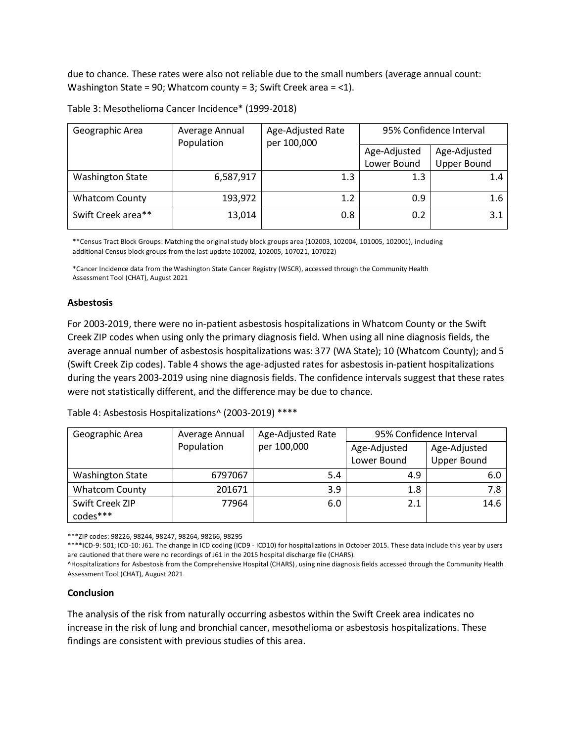due to chance. These rates were also not reliable due to the small numbers (average annual count: Washington State = 90; Whatcom county = 3; Swift Creek area = <1).

Table 3: Mesothelioma Cancer Incidence* (1999-2018)

| Geographic Area | Average Annual Population | Age-Adjusted Rate per 100,000 | 95% Confidence Interval | |
|---|---|---|---|---|
| | | | Age-Adjusted Lower Bound | Age-Adjusted Upper Bound |
| Washington State | 6,587,917 | 1.3 | 1.3 | 1.4 |
| Whatcom County | 193,972 | 1.2 | 0.9 | 1.6 |
| Swift Creek area** | 13,014 | 0.8 | 0.2 | 3.1 |

**Census Tract Block Groups: Matching the original study block groups area (102003, 102004, 101005, 102001), including additional Census block groups from the last update 102002, 102005, 107021, 107022)

*Cancer Incidence data from the Washington State Cancer Registry (WSCR), accessed through the Community Health Assessment Tool (CHAT), August 2021

**Asbestosis**

For 2003-2019, there were no in-patient asbestosis hospitalizations in Whatcom County or the Swift Creek ZIP codes when using only the primary diagnosis field. When using all nine diagnosis fields, the average annual number of asbestosis hospitalizations was: 377 (WA State); 10 (Whatcom County); and 5 (Swift Creek Zip codes). Table 4 shows the age-adjusted rates for asbestosis in-patient hospitalizations during the years 2003-2019 using nine diagnosis fields. The confidence intervals suggest that these rates were not statistically different, and the difference may be due to chance.

Table 4: Asbestosis Hospitalizations^ (2003-2019) ****

| Geographic Area | Average Annual Population | Age-Adjusted Rate per 100,000 | 95% Confidence Interval | |
|---|---|---|---|---|
| | | | Age-Adjusted Lower Bound | Age-Adjusted Upper Bound |
| Washington State | 6797067 | 5.4 | 4.9 | 6.0 |
| Whatcom County | 201671 | 3.9 | 1.8 | 7.8 |
| Swift Creek ZIP codes*** | 77964 | 6.0 | 2.1 | 14.6 |

***ZIP codes: 98226, 98244, 98247, 98264, 98266, 98295

****ICD-9: 501; ICD-10: J61. The change in ICD coding (ICD9 - ICD10) for hospitalizations in October 2015. These data include this year by users are cautioned that there were no recordings of J61 in the 2015 hospital discharge file (CHARS).

^Hospitalizations for Asbestosis from the Comprehensive Hospital (CHARS), using nine diagnosis fields accessed through the Community Health Assessment Tool (CHAT), August 2021

**Conclusion**

The analysis of the risk from naturally occurring asbestos within the Swift Creek area indicates no increase in the risk of lung and bronchial cancer, mesothelioma or asbestosis hospitalizations. These findings are consistent with previous studies of this area.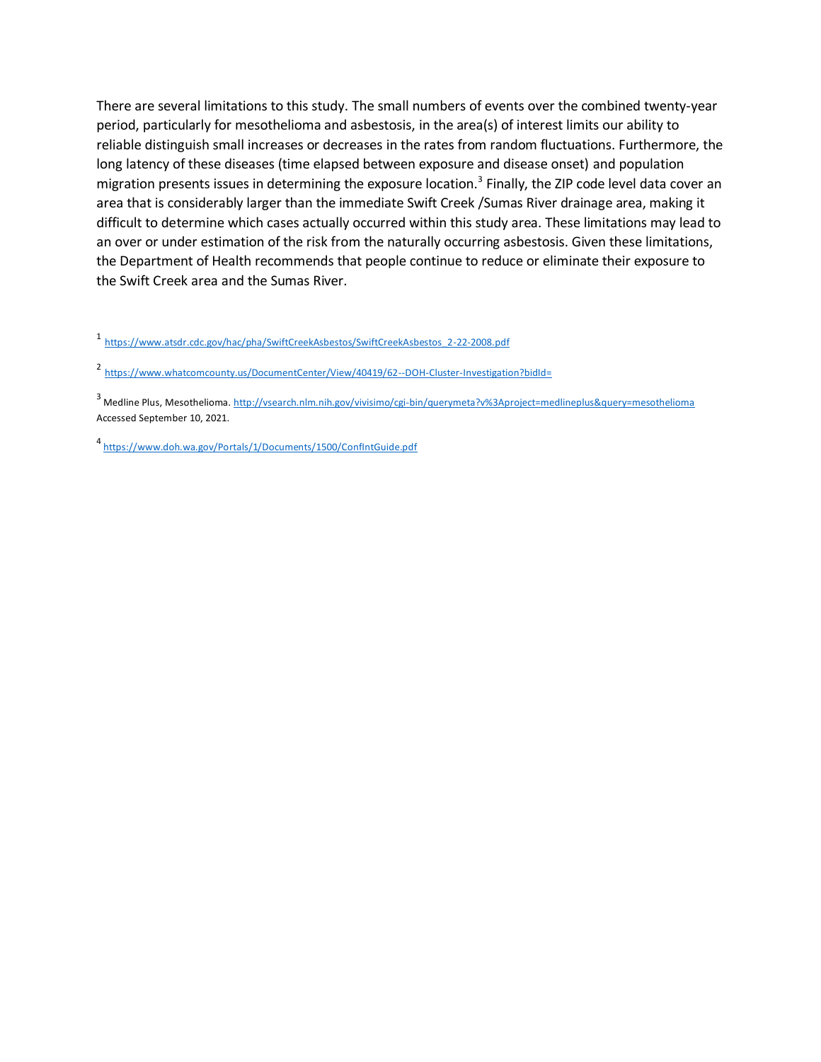There are several limitations to this study. The small numbers of events over the combined twenty-year period, particularly for mesothelioma and asbestosis, in the area(s) of interest limits our ability to reliable distinguish small increases or decreases in the rates from random fluctuations. Furthermore, the long latency of these diseases (time elapsed between exposure and disease onset) and population migration presents issues in determining the exposure location.[3] Finally, the ZIP code level data cover an area that is considerably larger than the immediate Swift Creek /Sumas River drainage area, making it difficult to determine which cases actually occurred within this study area. These limitations may lead to an over or under estimation of the risk from the naturally occurring asbestosis. Given these limitations, the Department of Health recommends that people continue to reduce or eliminate their exposure to the Swift Creek area and the Sumas River.

[1] https://www.atsdr.cdc.gov/hac/pha/SwiftCreekAsbestos/SwiftCreekAsbestos_2-22-2008.pdf

[2] https://www.whatcomcounty.us/DocumentCenter/View/40419/62--DOH-Cluster-Investigation?bidId=

[3] Medline Plus, Mesothelioma. http://vsearch.nlm.nih.gov/vivisimo/cgi-bin/querymeta?v%3Aproject=medlineplus&query=mesothelioma Accessed September 10, 2021.

[4] https://www.doh.wa.gov/Portals/1/Documents/1500/ConfIntGuide.pdf